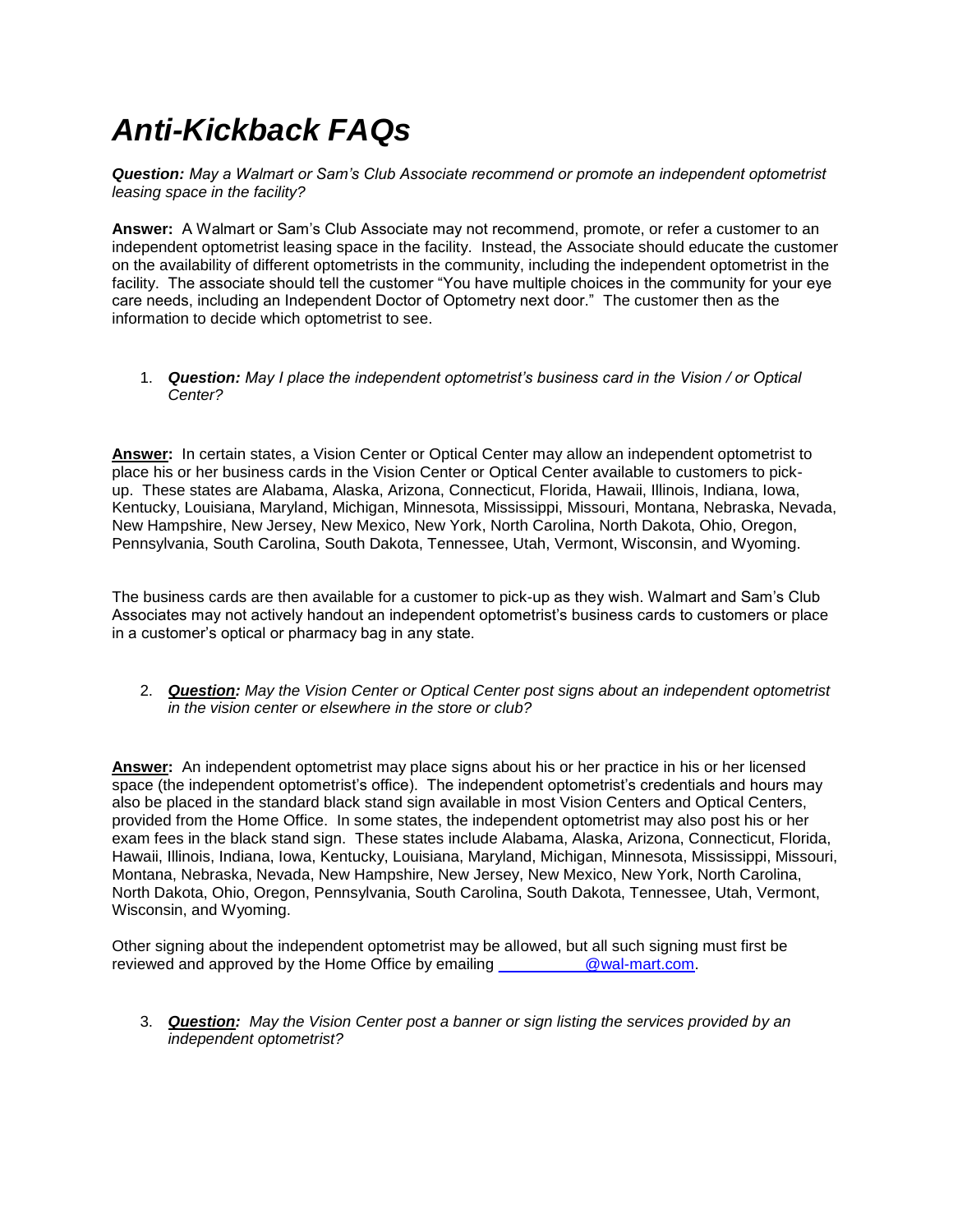# *Anti-Kickback FAQs*

***Question:*** *May a Walmart or Sam's Club Associate recommend or promote an independent optometrist leasing space in the facility?*

**Answer:** A Walmart or Sam's Club Associate may not recommend, promote, or refer a customer to an independent optometrist leasing space in the facility. Instead, the Associate should educate the customer on the availability of different optometrists in the community, including the independent optometrist in the facility. The associate should tell the customer "You have multiple choices in the community for your eye care needs, including an Independent Doctor of Optometry next door." The customer then as the information to decide which optometrist to see.

1. ***Question:*** *May I place the independent optometrist's business card in the Vision / or Optical Center?*

**Answer:** In certain states, a Vision Center or Optical Center may allow an independent optometrist to place his or her business cards in the Vision Center or Optical Center available to customers to pick-up. These states are Alabama, Alaska, Arizona, Connecticut, Florida, Hawaii, Illinois, Indiana, Iowa, Kentucky, Louisiana, Maryland, Michigan, Minnesota, Mississippi, Missouri, Montana, Nebraska, Nevada, New Hampshire, New Jersey, New Mexico, New York, North Carolina, North Dakota, Ohio, Oregon, Pennsylvania, South Carolina, South Dakota, Tennessee, Utah, Vermont, Wisconsin, and Wyoming.

The business cards are then available for a customer to pick-up as they wish. Walmart and Sam's Club Associates may not actively handout an independent optometrist's business cards to customers or place in a customer's optical or pharmacy bag in any state.

2. ***Question:*** *May the Vision Center or Optical Center post signs about an independent optometrist in the vision center or elsewhere in the store or club?*

**Answer:** An independent optometrist may place signs about his or her practice in his or her licensed space (the independent optometrist's office). The independent optometrist's credentials and hours may also be placed in the standard black stand sign available in most Vision Centers and Optical Centers, provided from the Home Office. In some states, the independent optometrist may also post his or her exam fees in the black stand sign. These states include Alabama, Alaska, Arizona, Connecticut, Florida, Hawaii, Illinois, Indiana, Iowa, Kentucky, Louisiana, Maryland, Michigan, Minnesota, Mississippi, Missouri, Montana, Nebraska, Nevada, New Hampshire, New Jersey, New Mexico, New York, North Carolina, North Dakota, Ohio, Oregon, Pennsylvania, South Carolina, South Dakota, Tennessee, Utah, Vermont, Wisconsin, and Wyoming.

Other signing about the independent optometrist may be allowed, but all such signing must first be reviewed and approved by the Home Office by emailing __________@wal-mart.com.

3. ***Question:*** *May the Vision Center post a banner or sign listing the services provided by an independent optometrist?*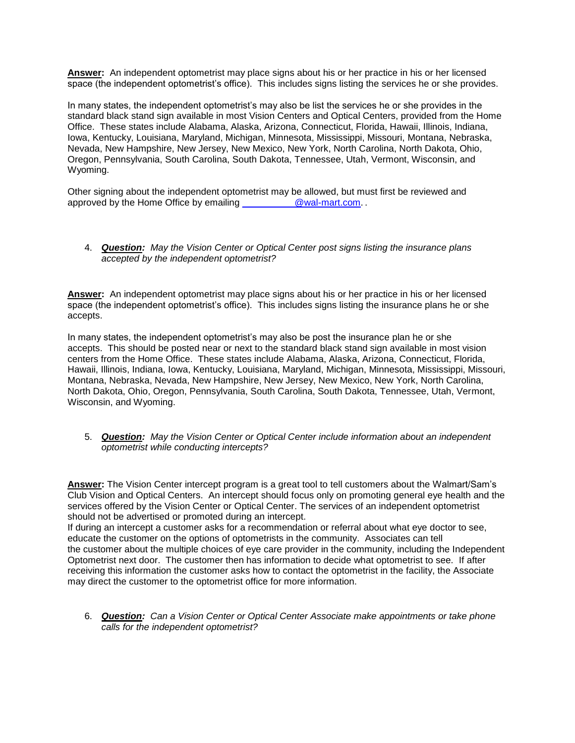**Answer:** An independent optometrist may place signs about his or her practice in his or her licensed space (the independent optometrist's office). This includes signs listing the services he or she provides.

In many states, the independent optometrist's may also be list the services he or she provides in the standard black stand sign available in most Vision Centers and Optical Centers, provided from the Home Office. These states include Alabama, Alaska, Arizona, Connecticut, Florida, Hawaii, Illinois, Indiana, Iowa, Kentucky, Louisiana, Maryland, Michigan, Minnesota, Mississippi, Missouri, Montana, Nebraska, Nevada, New Hampshire, New Jersey, New Mexico, New York, North Carolina, North Dakota, Ohio, Oregon, Pennsylvania, South Carolina, South Dakota, Tennessee, Utah, Vermont, Wisconsin, and Wyoming.

Other signing about the independent optometrist may be allowed, but must first be reviewed and approved by the Home Office by emailing ___________@wal-mart.com. .

4. ***Question:*** *May the Vision Center or Optical Center post signs listing the insurance plans accepted by the independent optometrist?*

**Answer:** An independent optometrist may place signs about his or her practice in his or her licensed space (the independent optometrist's office). This includes signs listing the insurance plans he or she accepts.

In many states, the independent optometrist's may also be post the insurance plan he or she accepts. This should be posted near or next to the standard black stand sign available in most vision centers from the Home Office. These states include Alabama, Alaska, Arizona, Connecticut, Florida, Hawaii, Illinois, Indiana, Iowa, Kentucky, Louisiana, Maryland, Michigan, Minnesota, Mississippi, Missouri, Montana, Nebraska, Nevada, New Hampshire, New Jersey, New Mexico, New York, North Carolina, North Dakota, Ohio, Oregon, Pennsylvania, South Carolina, South Dakota, Tennessee, Utah, Vermont, Wisconsin, and Wyoming.

5. ***Question:*** *May the Vision Center or Optical Center include information about an independent optometrist while conducting intercepts?*

**Answer:** The Vision Center intercept program is a great tool to tell customers about the Walmart/Sam's Club Vision and Optical Centers. An intercept should focus only on promoting general eye health and the services offered by the Vision Center or Optical Center. The services of an independent optometrist should not be advertised or promoted during an intercept.
If during an intercept a customer asks for a recommendation or referral about what eye doctor to see, educate the customer on the options of optometrists in the community. Associates can tell the customer about the multiple choices of eye care provider in the community, including the Independent Optometrist next door. The customer then has information to decide what optometrist to see. If after receiving this information the customer asks how to contact the optometrist in the facility, the Associate may direct the customer to the optometrist office for more information.

6. ***Question:*** *Can a Vision Center or Optical Center Associate make appointments or take phone calls for the independent optometrist?*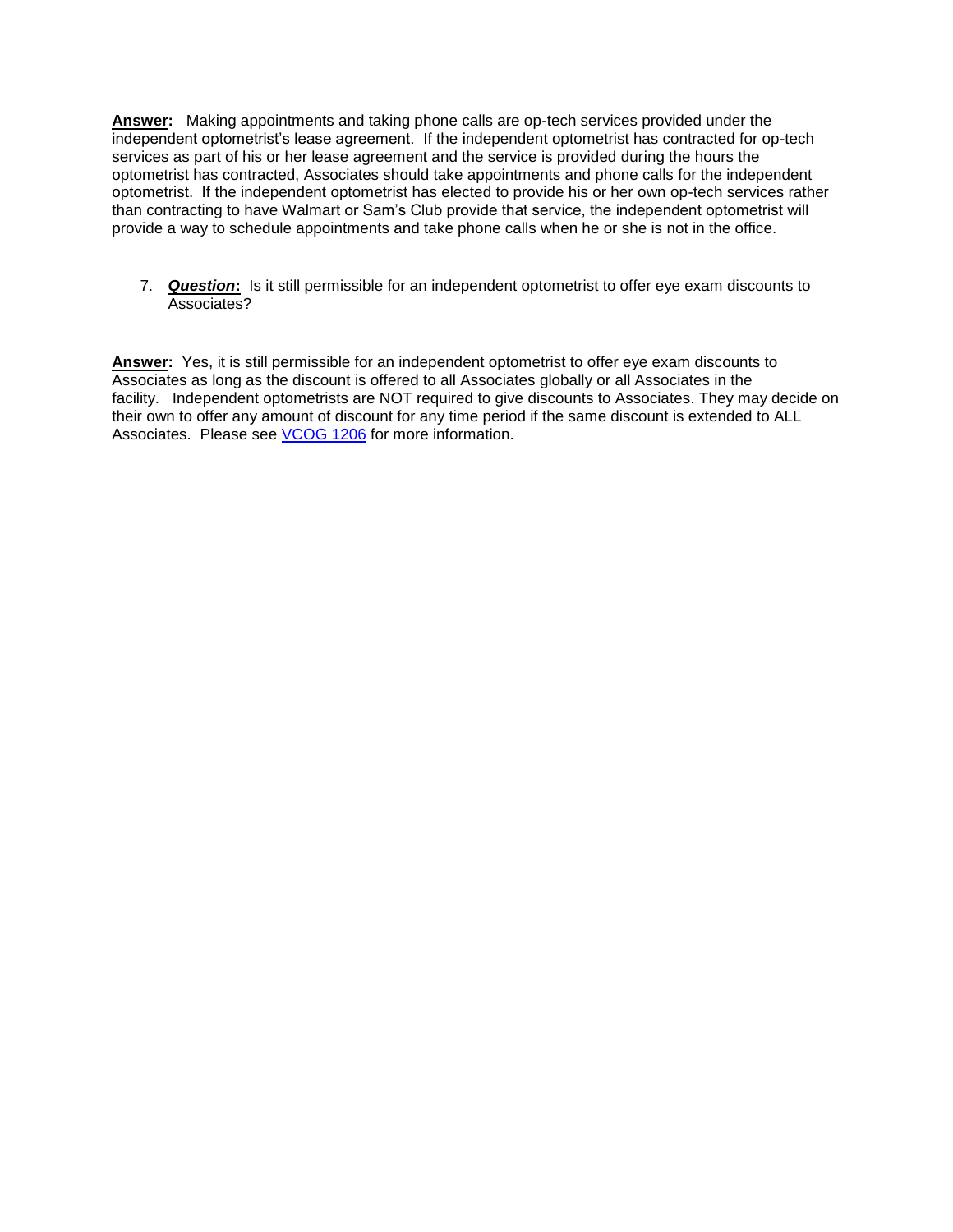**Answer:** Making appointments and taking phone calls are op-tech services provided under the independent optometrist's lease agreement. If the independent optometrist has contracted for op-tech services as part of his or her lease agreement and the service is provided during the hours the optometrist has contracted, Associates should take appointments and phone calls for the independent optometrist. If the independent optometrist has elected to provide his or her own op-tech services rather than contracting to have Walmart or Sam's Club provide that service, the independent optometrist will provide a way to schedule appointments and take phone calls when he or she is not in the office.

7. ***Question*:** Is it still permissible for an independent optometrist to offer eye exam discounts to Associates?

**Answer:** Yes, it is still permissible for an independent optometrist to offer eye exam discounts to Associates as long as the discount is offered to all Associates globally or all Associates in the facility. Independent optometrists are NOT required to give discounts to Associates. They may decide on their own to offer any amount of discount for any time period if the same discount is extended to ALL Associates. Please see VCOG 1206 for more information.